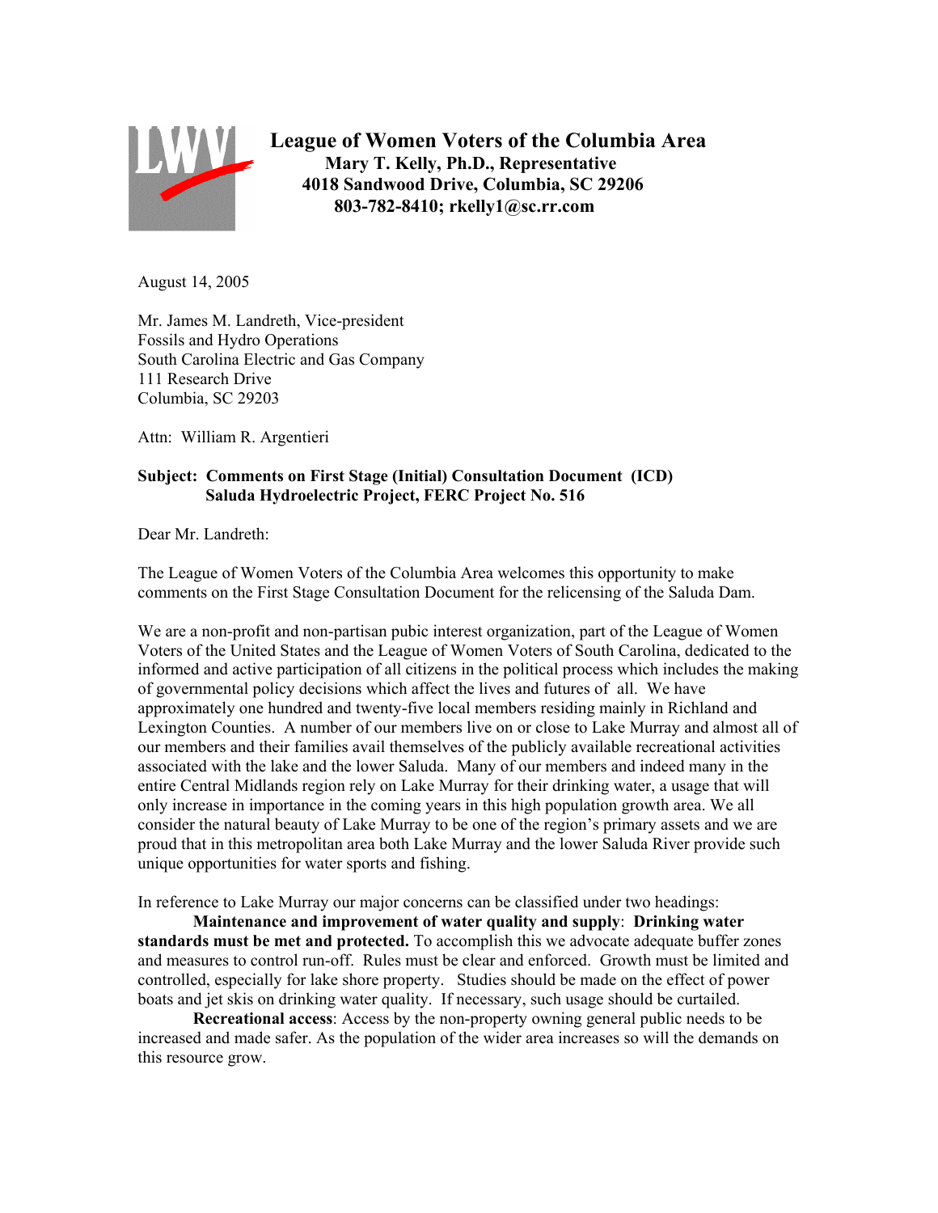# League of Women Voters of the Columbia Area

**Mary T. Kelly, Ph.D., Representative**
**4018 Sandwood Drive, Columbia, SC 29206**
**803-782-8410; rkelly1@sc.rr.com**

August 14, 2005

Mr. James M. Landreth, Vice-president
Fossils and Hydro Operations
South Carolina Electric and Gas Company
111 Research Drive
Columbia, SC 29203

Attn: William R. Argentieri

**Subject: Comments on First Stage (Initial) Consultation Document (ICD)**
**Saluda Hydroelectric Project, FERC Project No. 516**

Dear Mr. Landreth:

The League of Women Voters of the Columbia Area welcomes this opportunity to make comments on the First Stage Consultation Document for the relicensing of the Saluda Dam.

We are a non-profit and non-partisan pubic interest organization, part of the League of Women Voters of the United States and the League of Women Voters of South Carolina, dedicated to the informed and active participation of all citizens in the political process which includes the making of governmental policy decisions which affect the lives and futures of all. We have approximately one hundred and twenty-five local members residing mainly in Richland and Lexington Counties. A number of our members live on or close to Lake Murray and almost all of our members and their families avail themselves of the publicly available recreational activities associated with the lake and the lower Saluda. Many of our members and indeed many in the entire Central Midlands region rely on Lake Murray for their drinking water, a usage that will only increase in importance in the coming years in this high population growth area. We all consider the natural beauty of Lake Murray to be one of the region's primary assets and we are proud that in this metropolitan area both Lake Murray and the lower Saluda River provide such unique opportunities for water sports and fishing.

In reference to Lake Murray our major concerns can be classified under two headings:

**Maintenance and improvement of water quality and supply**: **Drinking water standards must be met and protected.** To accomplish this we advocate adequate buffer zones and measures to control run-off. Rules must be clear and enforced. Growth must be limited and controlled, especially for lake shore property. Studies should be made on the effect of power boats and jet skis on drinking water quality. If necessary, such usage should be curtailed.

**Recreational access**: Access by the non-property owning general public needs to be increased and made safer. As the population of the wider area increases so will the demands on this resource grow.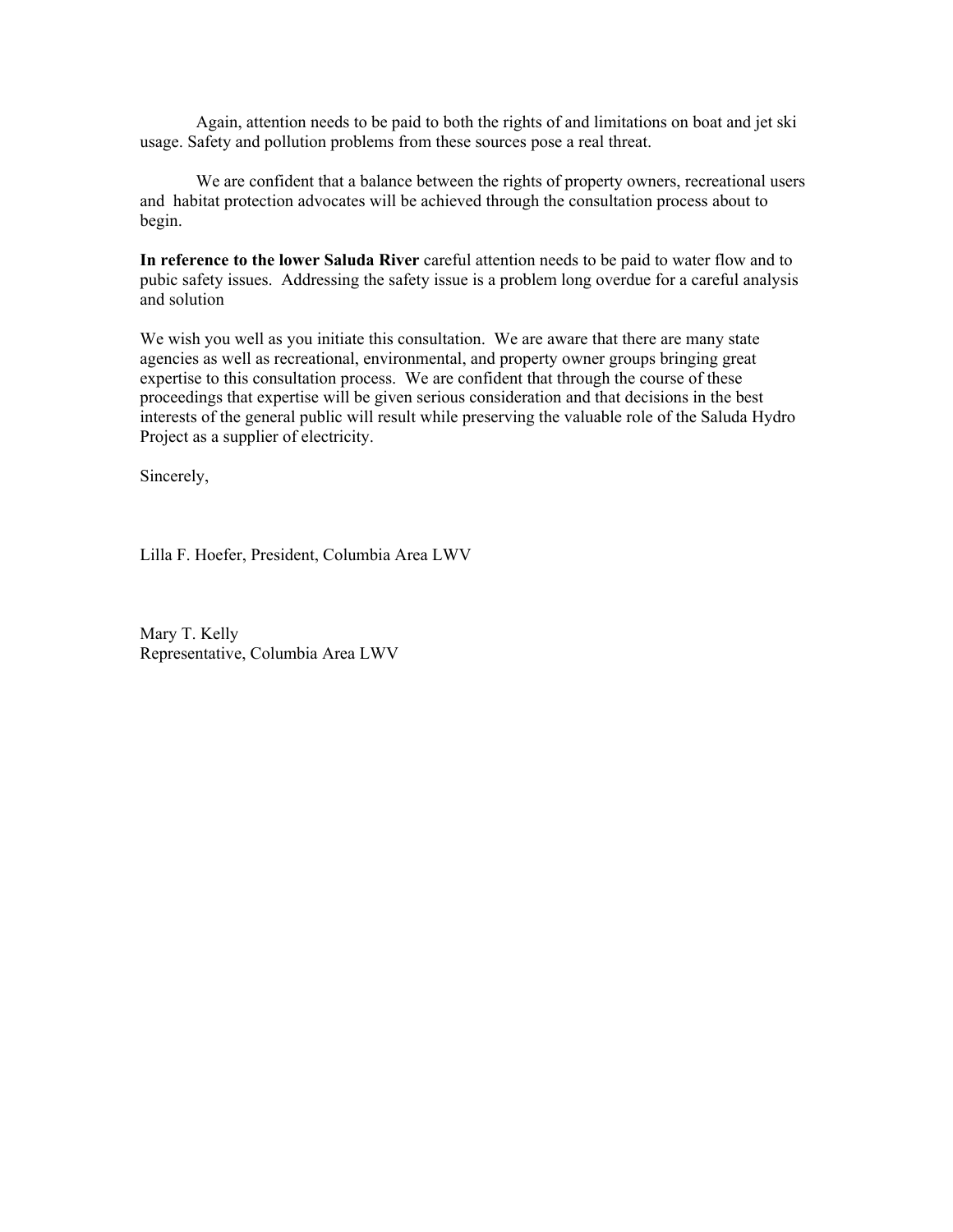Again, attention needs to be paid to both the rights of and limitations on boat and jet ski usage. Safety and pollution problems from these sources pose a real threat.

We are confident that a balance between the rights of property owners, recreational users and habitat protection advocates will be achieved through the consultation process about to begin.

**In reference to the lower Saluda River** careful attention needs to be paid to water flow and to pubic safety issues. Addressing the safety issue is a problem long overdue for a careful analysis and solution

We wish you well as you initiate this consultation. We are aware that there are many state agencies as well as recreational, environmental, and property owner groups bringing great expertise to this consultation process. We are confident that through the course of these proceedings that expertise will be given serious consideration and that decisions in the best interests of the general public will result while preserving the valuable role of the Saluda Hydro Project as a supplier of electricity.

Sincerely,

Lilla F. Hoefer, President, Columbia Area LWV

Mary T. Kelly
Representative, Columbia Area LWV